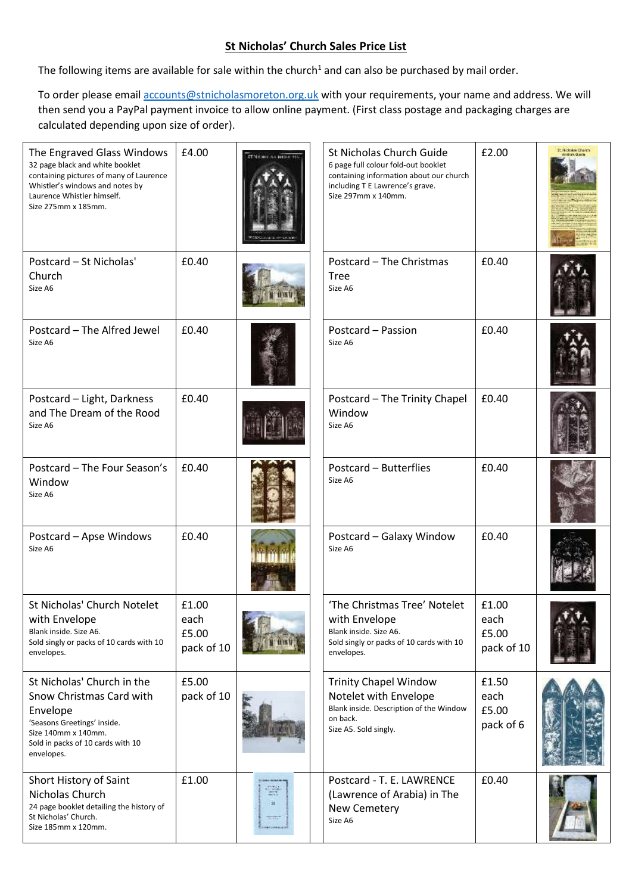# St Nicholas' Church Sales Price List

The following items are available for sale within the church[1] and can also be purchased by mail order.

To order please email accounts@stnicholasmoreton.org.uk with your requirements, your name and address. We will then send you a PayPal payment invoice to allow online payment. (First class postage and packaging charges are calculated depending upon size of order).

| Item | Price | | | Item | Price | |
|---|---|---|---|---|---|---|
| The Engraved Glass Windows<br>32 page black and white booklet containing pictures of many of Laurence Whistler's windows and notes by Laurence Whistler himself.<br>Size 275mm x 185mm. | £4.00 | | | St Nicholas Church Guide<br>6 page full colour fold-out booklet containing information about our church including T E Lawrence's grave.<br>Size 297mm x 140mm. | £2.00 | |
| Postcard – St Nicholas' Church<br>Size A6 | £0.40 | | | Postcard – The Christmas Tree<br>Size A6 | £0.40 | |
| Postcard – The Alfred Jewel<br>Size A6 | £0.40 | | | Postcard – Passion<br>Size A6 | £0.40 | |
| Postcard – Light, Darkness and The Dream of the Rood<br>Size A6 | £0.40 | | | Postcard – The Trinity Chapel Window<br>Size A6 | £0.40 | |
| Postcard – The Four Season's Window<br>Size A6 | £0.40 | | | Postcard – Butterflies<br>Size A6 | £0.40 | |
| Postcard – Apse Windows<br>Size A6 | £0.40 | | | Postcard – Galaxy Window<br>Size A6 | £0.40 | |
| St Nicholas' Church Notelet with Envelope<br>Blank inside. Size A6.<br>Sold singly or packs of 10 cards with 10 envelopes. | £1.00 each<br>£5.00 pack of 10 | | | 'The Christmas Tree' Notelet with Envelope<br>Blank inside. Size A6.<br>Sold singly or packs of 10 cards with 10 envelopes. | £1.00 each<br>£5.00 pack of 10 | |
| St Nicholas' Church in the Snow Christmas Card with Envelope<br>'Seasons Greetings' inside.<br>Size 140mm x 140mm.<br>Sold in packs of 10 cards with 10 envelopes. | £5.00 pack of 10 | | | Trinity Chapel Window Notelet with Envelope<br>Blank inside. Description of the Window on back.<br>Size A5. Sold singly. | £1.50 each<br>£5.00 pack of 6 | |
| Short History of Saint Nicholas Church<br>24 page booklet detailing the history of St Nicholas' Church.<br>Size 185mm x 120mm. | £1.00 | | | Postcard - T. E. LAWRENCE (Lawrence of Arabia) in The New Cemetery<br>Size A6 | £0.40 | |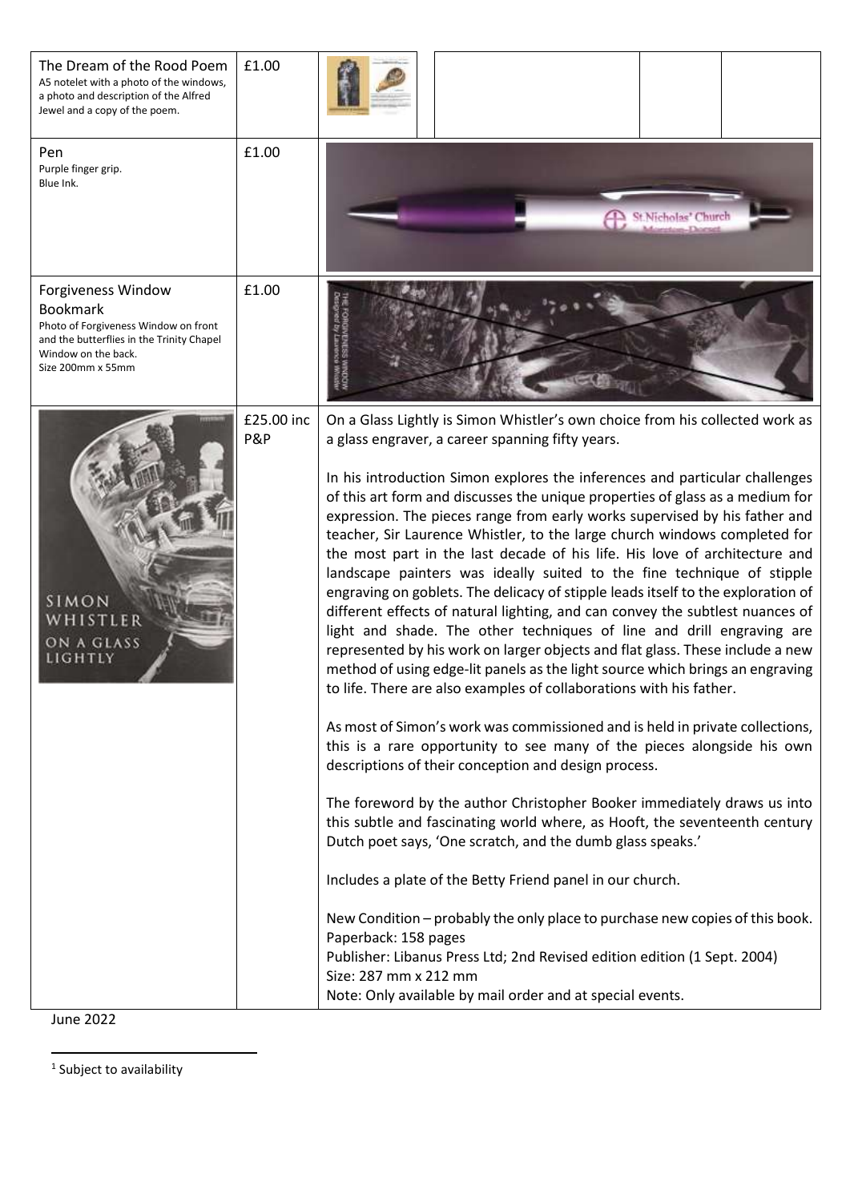| | | | | | |
|---|---|---|---|---|---|
| The Dream of the Rood Poem<br>A5 notelet with a photo of the windows, a photo and description of the Alfred Jewel and a copy of the poem. | £1.00 | | | | |
| Pen<br>Purple finger grip.<br>Blue Ink. | £1.00 | | | | |
| Forgiveness Window Bookmark<br>Photo of Forgiveness Window on front and the butterflies in the Trinity Chapel Window on the back.<br>Size 200mm x 55mm | £1.00 | | | | |
| | £25.00 inc P&P | On a Glass Lightly is Simon Whistler's own choice from his collected work as a glass engraver, a career spanning fifty years.<br><br>In his introduction Simon explores the inferences and particular challenges of this art form and discusses the unique properties of glass as a medium for expression. The pieces range from early works supervised by his father and teacher, Sir Laurence Whistler, to the large church windows completed for the most part in the last decade of his life. His love of architecture and landscape painters was ideally suited to the fine technique of stipple engraving on goblets. The delicacy of stipple leads itself to the exploration of different effects of natural lighting, and can convey the subtlest nuances of light and shade. The other techniques of line and drill engraving are represented by his work on larger objects and flat glass. These include a new method of using edge-lit panels as the light source which brings an engraving to life. There are also examples of collaborations with his father.<br><br>As most of Simon's work was commissioned and is held in private collections, this is a rare opportunity to see many of the pieces alongside his own descriptions of their conception and design process.<br><br>The foreword by the author Christopher Booker immediately draws us into this subtle and fascinating world where, as Hooft, the seventeenth century Dutch poet says, 'One scratch, and the dumb glass speaks.'<br><br>Includes a plate of the Betty Friend panel in our church.<br><br>New Condition – probably the only place to purchase new copies of this book.<br>Paperback: 158 pages<br>Publisher: Libanus Press Ltd; 2nd Revised edition edition (1 Sept. 2004)<br>Size: 287 mm x 212 mm<br>Note: Only available by mail order and at special events. | | | |

June 2022

[1] Subject to availability